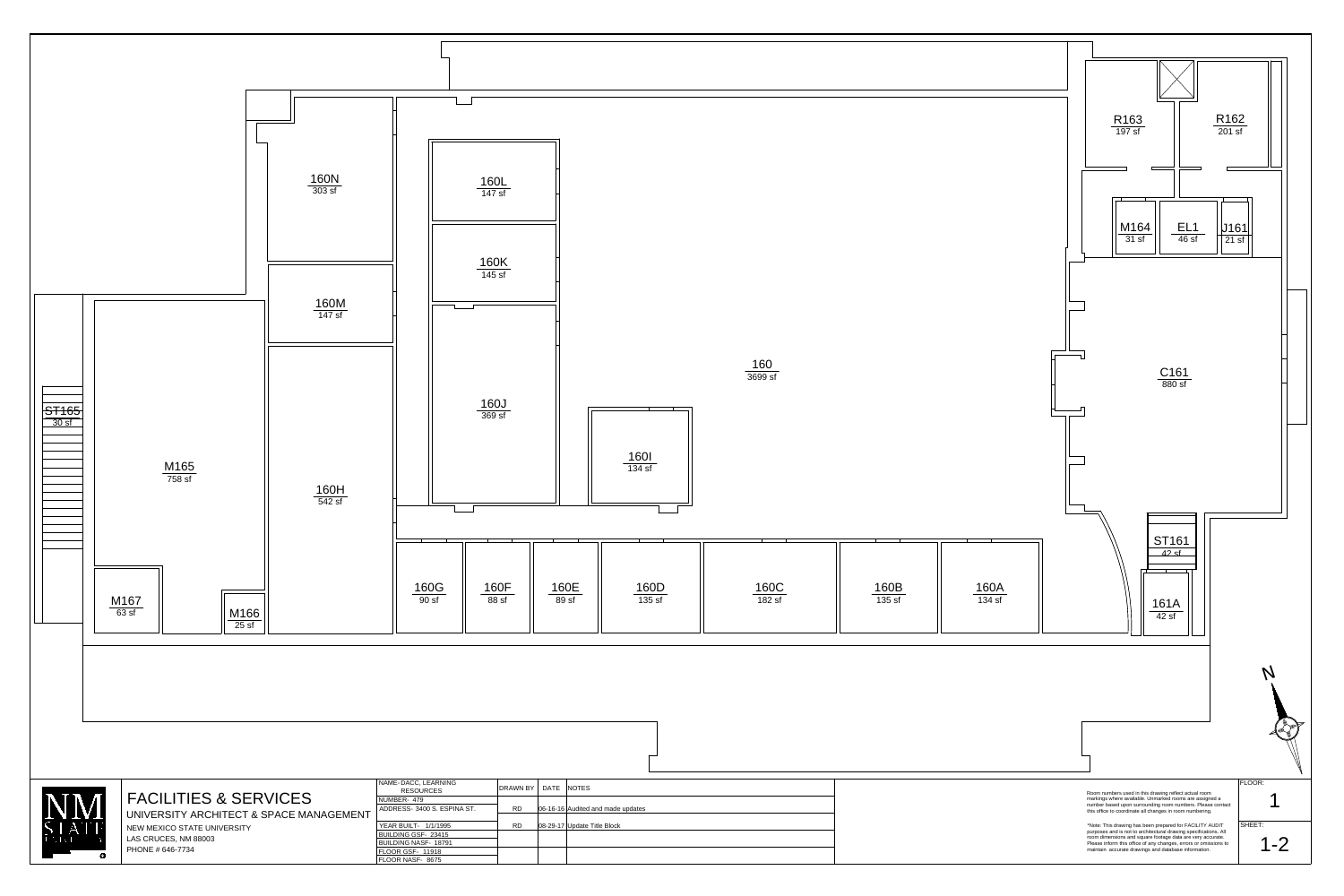160N
303 sf

160L
147 sf

160K
145 sf

160M
147 sf

160J
369 sf

160
3699 sf

160I
134 sf

160H
542 sf

ST165
30 sf

M165
758 sf

M167
63 sf

M166
25 sf

160G
90 sf

160F
88 sf

160E
89 sf

160D
135 sf

160C
182 sf

160B
135 sf

160A
134 sf

R163
197 sf

R162
201 sf

M164
31 sf

EL1
46 sf

J161
21 sf

C161
880 sf

ST161
42 sf

161A
42 sf

N

## FACILITIES & SERVICES

UNIVERSITY ARCHITECT & SPACE MANAGEMENT

NEW MEXICO STATE UNIVERSITY
LAS CRUCES, NM 88003
PHONE # 646-7734

| | DRAWN BY | DATE | NOTES |
|---|---|---|---|
| NAME- DACC, LEARNING RESOURCES | | | |
| NUMBER- 479 | RD | 06-16-16 | Audited and made updates |
| ADDRESS- 3400 S. ESPINA ST. | | | |
| YEAR BUILT- 1/1/1995 | RD | 08-29-17 | Update Title Block |
| BUILDING GSF- 23415 | | | |
| BUILDING NASF- 18791 | | | |
| FLOOR GSF- 11918 | | | |
| FLOOR NASF- 8675 | | | |

Room numbers used in this drawing reflect actual room markings where available. Unmarked rooms are assigned a number based upon surrounding room numbers. Please contact this office to coordinate all changes in room numbering.

*Note: This drawing has been prepared for FACILITY AUDIT purposes and is not to architectural drawing specifications. All room dimensions and square footage data are very accurate. Please inform this office of any changes, errors or omissions to maintain accurate drawings and database information.

FLOOR:
1

SHEET:
1-2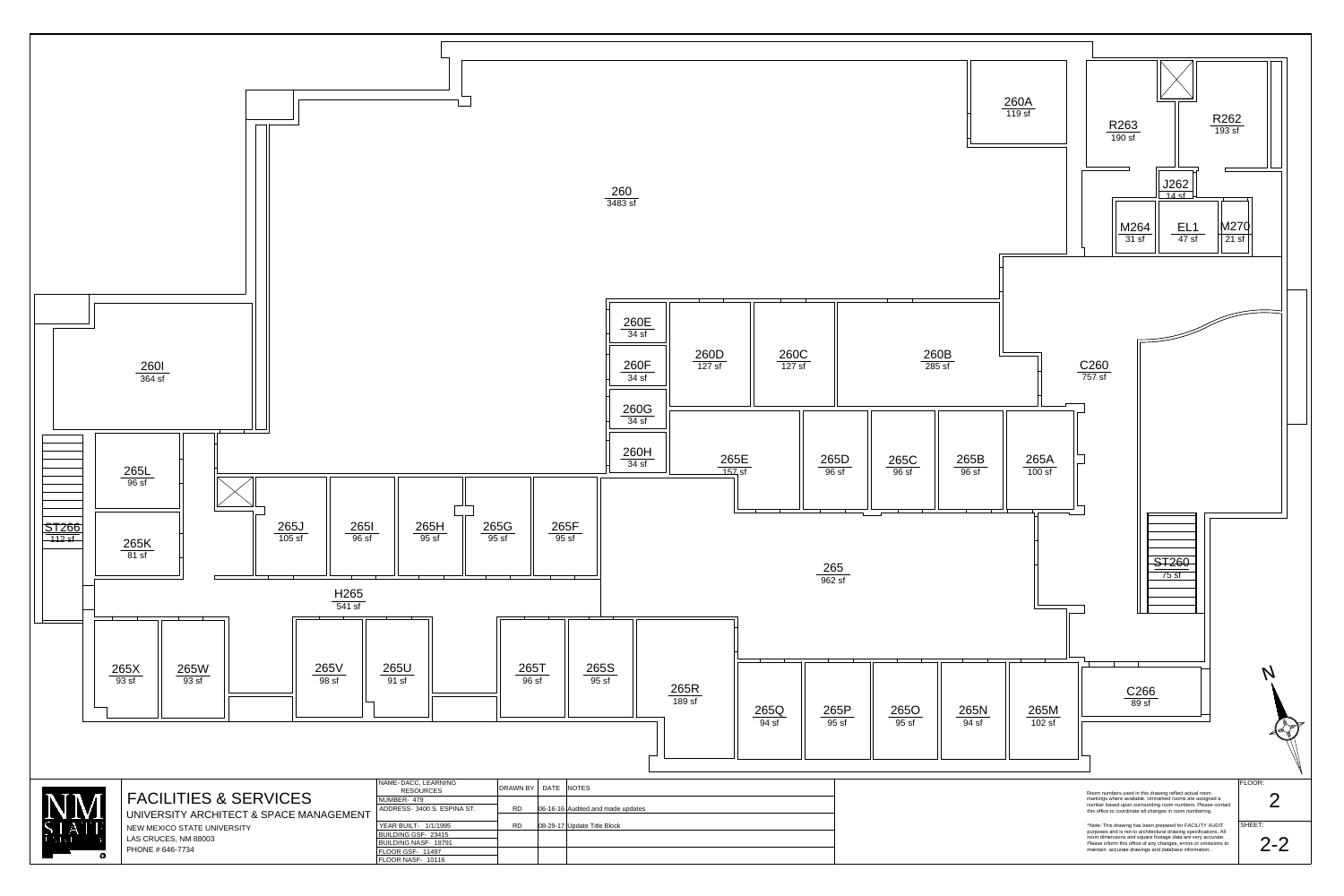260A
119 sf

R263
190 sf

R262
193 sf

J262
14 sf

M264
31 sf

EL1
47 sf

M270
21 sf

260
3483 sf

260E
34 sf

260F
34 sf

260G
34 sf

260H
34 sf

260D
127 sf

260C
127 sf

260B
285 sf

C260
757 sf

260I
364 sf

265E
157 sf

265D
96 sf

265C
96 sf

265B
96 sf

265A
100 sf

265L
96 sf

ST266
112 sf

265K
81 sf

265J
105 sf

265I
96 sf

265H
95 sf

265G
95 sf

265F
95 sf

265
962 sf

ST260
75 sf

H265
541 sf

265X
93 sf

265W
93 sf

265V
98 sf

265U
91 sf

265T
96 sf

265S
95 sf

265R
189 sf

265Q
94 sf

265P
95 sf

265O
95 sf

265N
94 sf

265M
102 sf

C266
89 sf

N

FACILITIES & SERVICES
UNIVERSITY ARCHITECT & SPACE MANAGEMENT
NEW MEXICO STATE UNIVERSITY
LAS CRUCES, NM 88003
PHONE # 646-7734

| | DRAWN BY | DATE | NOTES |
|---|---|---|---|
| NAME- DACC, LEARNING RESOURCES | | | |
| NUMBER- 479 | | | |
| ADDRESS- 3400 S. ESPINA ST. | RD | 06-16-16 | Audited and made updates |
| YEAR BUILT- 1/1/1995 | RD | 08-29-17 | Update Title Block |
| BUILDING GSF- 23415 | | | |
| BUILDING NASF- 18791 | | | |
| FLOOR GSF- 11497 | | | |
| FLOOR NASF- 10116 | | | |

Room numbers used in this drawing reflect actual room markings where available. Unmarked rooms are assigned a number based upon surrounding room numbers. Please contact this office to coordinate all changes in room numbering.

*Note: This drawing has been prepared for FACILITY AUDIT purposes and is not to architectural drawing specifications. All room dimensions and square footage data are very accurate. Please inform this office of any changes, errors or omissions to maintain accurate drawings and database information.

FLOOR: 2

SHEET: 2-2